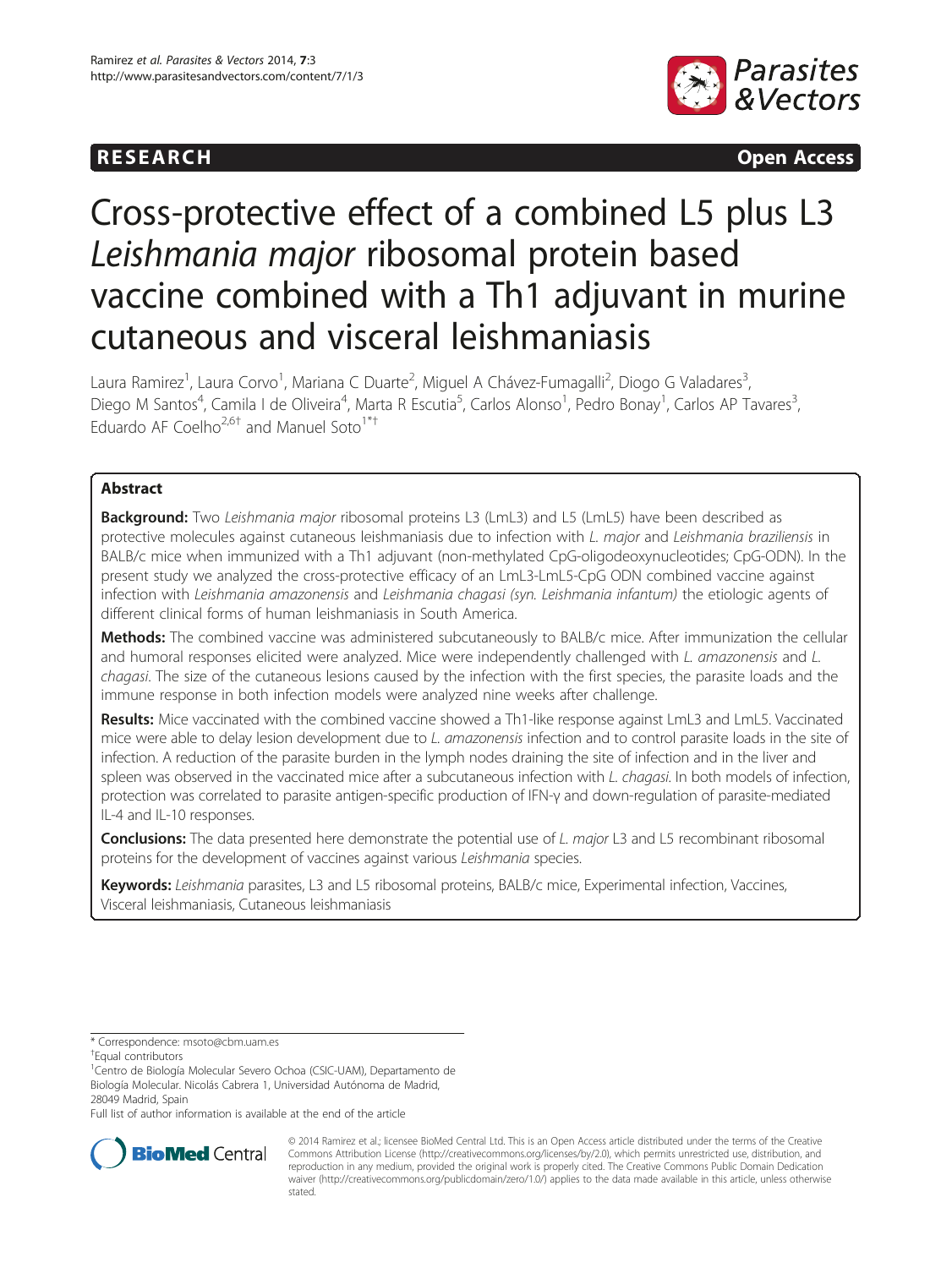RESEARCH Open Access

# Cross-protective effect of a combined L5 plus L3 *Leishmania major* ribosomal protein based vaccine combined with a Th1 adjuvant in murine cutaneous and visceral leishmaniasis

Laura Ramirez[1], Laura Corvo[1], Mariana C Duarte[2], Miguel A Chávez-Fumagalli[2], Diogo G Valadares[3], Diego M Santos[4], Camila I de Oliveira[4], Marta R Escutia[5], Carlos Alonso[1], Pedro Bonay[1], Carlos AP Tavares[3], Eduardo AF Coelho[2,6†] and Manuel Soto[1*†]

## Abstract

**Background:** Two *Leishmania major* ribosomal proteins L3 (LmL3) and L5 (LmL5) have been described as protective molecules against cutaneous leishmaniasis due to infection with *L. major* and *Leishmania braziliensis* in BALB/c mice when immunized with a Th1 adjuvant (non-methylated CpG-oligodeoxynucleotides; CpG-ODN). In the present study we analyzed the cross-protective efficacy of an LmL3-LmL5-CpG ODN combined vaccine against infection with *Leishmania amazonensis* and *Leishmania chagasi (syn. Leishmania infantum)* the etiologic agents of different clinical forms of human leishmaniasis in South America.

**Methods:** The combined vaccine was administered subcutaneously to BALB/c mice. After immunization the cellular and humoral responses elicited were analyzed. Mice were independently challenged with *L. amazonensis* and *L. chagasi*. The size of the cutaneous lesions caused by the infection with the first species, the parasite loads and the immune response in both infection models were analyzed nine weeks after challenge.

**Results:** Mice vaccinated with the combined vaccine showed a Th1-like response against LmL3 and LmL5. Vaccinated mice were able to delay lesion development due to *L. amazonensis* infection and to control parasite loads in the site of infection. A reduction of the parasite burden in the lymph nodes draining the site of infection and in the liver and spleen was observed in the vaccinated mice after a subcutaneous infection with *L. chagasi*. In both models of infection, protection was correlated to parasite antigen-specific production of IFN-γ and down-regulation of parasite-mediated IL-4 and IL-10 responses.

**Conclusions:** The data presented here demonstrate the potential use of *L. major* L3 and L5 recombinant ribosomal proteins for the development of vaccines against various *Leishmania* species.

**Keywords:** *Leishmania* parasites, L3 and L5 ribosomal proteins, BALB/c mice, Experimental infection, Vaccines, Visceral leishmaniasis, Cutaneous leishmaniasis

\* Correspondence: msoto@cbm.uam.es

†Equal contributors

[1]Centro de Biología Molecular Severo Ochoa (CSIC-UAM), Departamento de Biología Molecular. Nicolás Cabrera 1, Universidad Autónoma de Madrid, 28049 Madrid, Spain

Full list of author information is available at the end of the article

© 2014 Ramirez et al.; licensee BioMed Central Ltd. This is an Open Access article distributed under the terms of the Creative Commons Attribution License (http://creativecommons.org/licenses/by/2.0), which permits unrestricted use, distribution, and reproduction in any medium, provided the original work is properly cited. The Creative Commons Public Domain Dedication waiver (http://creativecommons.org/publicdomain/zero/1.0/) applies to the data made available in this article, unless otherwise stated.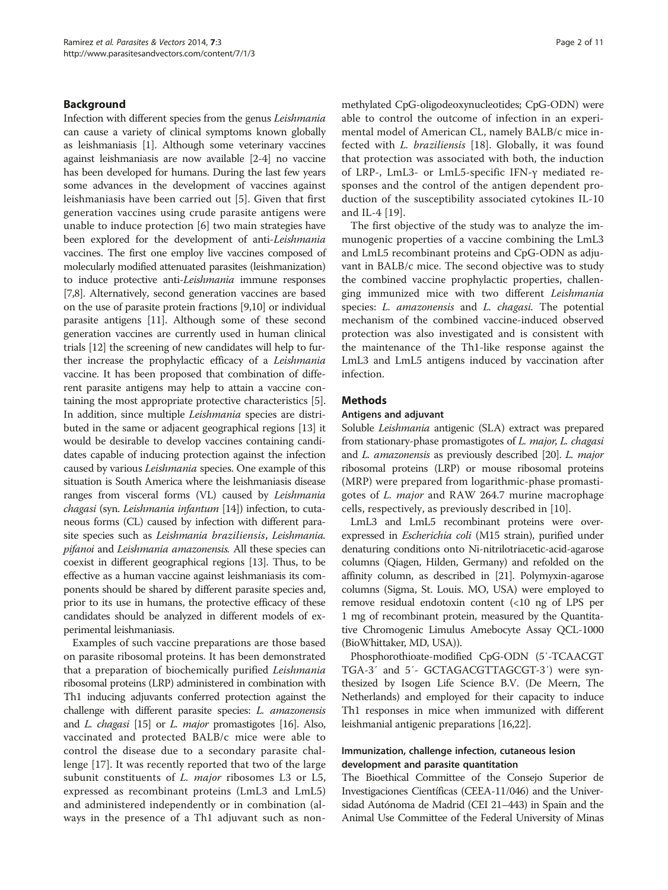## Background

Infection with different species from the genus *Leishmania* can cause a variety of clinical symptoms known globally as leishmaniasis [1]. Although some veterinary vaccines against leishmaniasis are now available [2-4] no vaccine has been developed for humans. During the last few years some advances in the development of vaccines against leishmaniasis have been carried out [5]. Given that first generation vaccines using crude parasite antigens were unable to induce protection [6] two main strategies have been explored for the development of anti-*Leishmania* vaccines. The first one employ live vaccines composed of molecularly modified attenuated parasites (leishmanization) to induce protective anti-*Leishmania* immune responses [7,8]. Alternatively, second generation vaccines are based on the use of parasite protein fractions [9,10] or individual parasite antigens [11]. Although some of these second generation vaccines are currently used in human clinical trials [12] the screening of new candidates will help to further increase the prophylactic efficacy of a *Leishmania* vaccine. It has been proposed that combination of different parasite antigens may help to attain a vaccine containing the most appropriate protective characteristics [5]. In addition, since multiple *Leishmania* species are distributed in the same or adjacent geographical regions [13] it would be desirable to develop vaccines containing candidates capable of inducing protection against the infection caused by various *Leishmania* species. One example of this situation is South America where the leishmaniasis disease ranges from visceral forms (VL) caused by *Leishmania chagasi* (syn. *Leishmania infantum* [14]) infection, to cutaneous forms (CL) caused by infection with different parasite species such as *Leishmania braziliensis*, *Leishmania. pifanoi* and *Leishmania amazonensis.* All these species can coexist in different geographical regions [13]. Thus, to be effective as a human vaccine against leishmaniasis its components should be shared by different parasite species and, prior to its use in humans, the protective efficacy of these candidates should be analyzed in different models of experimental leishmaniases.

Examples of such vaccine preparations are those based on parasite ribosomal proteins. It has been demonstrated that a preparation of biochemically purified *Leishmania* ribosomal proteins (LRP) administered in combination with Th1 inducing adjuvants conferred protection against the challenge with different parasite species: *L. amazonensis* and *L. chagasi* [15] or *L. major* promastigotes [16]. Also, vaccinated and protected BALB/c mice were able to control the disease due to a secondary parasite challenge [17]. It was recently reported that two of the large subunit constituents of *L. major* ribosomes L3 or L5, expressed as recombinant proteins (LmL3 and LmL5) and administered independently or in combination (always in the presence of a Th1 adjuvant such as non-methylated CpG-oligodeoxynucleotides; CpG-ODN) were able to control the outcome of infection in an experimental model of American CL, namely BALB/c mice infected with *L. braziliensis* [18]. Globally, it was found that protection was associated with both, the induction of LRP-, LmL3- or LmL5-specific IFN-γ mediated responses and the control of the antigen dependent production of the susceptibility associated cytokines IL-10 and IL-4 [19].

The first objective of the study was to analyze the immunogenic properties of a vaccine combining the LmL3 and LmL5 recombinant proteins and CpG-ODN as adjuvant in BALB/c mice. The second objective was to study the combined vaccine prophylactic properties, challenging immunized mice with two different *Leishmania* species: *L. amazonensis* and *L. chagasi.* The potential mechanism of the combined vaccine-induced observed protection was also investigated and is consistent with the maintenance of the Th1-like response against the LmL3 and LmL5 antigens induced by vaccination after infection.

## Methods

### Antigens and adjuvant

Soluble *Leishmania* antigenic (SLA) extract was prepared from stationary-phase promastigotes of *L. major*, *L. chagasi* and *L. amazonensis* as previously described [20]. *L. major* ribosomal proteins (LRP) or mouse ribosomal proteins (MRP) were prepared from logarithmic-phase promastigotes of *L. major* and RAW 264.7 murine macrophage cells, respectively, as previously described in [10].

LmL3 and LmL5 recombinant proteins were over-expressed in *Escherichia coli* (M15 strain), purified under denaturing conditions onto Ni-nitrilotriacetic-acid-agarose columns (Qiagen, Hilden, Germany) and refolded on the affinity column, as described in [21]. Polymyxin-agarose columns (Sigma, St. Louis. MO, USA) were employed to remove residual endotoxin content (<10 ng of LPS per 1 mg of recombinant protein, measured by the Quantitative Chromogenic Limulus Amebocyte Assay QCL-1000 (BioWhittaker, MD, USA)).

Phosphorothioate-modified CpG-ODN (5′-TCAACGT TGA-3′ and 5′- GCTAGACGTTAGCGT-3′) were synthesized by Isogen Life Science B.V. (De Meern, The Netherlands) and employed for their capacity to induce Th1 responses in mice when immunized with different leishmanial antigenic preparations [16,22].

### Immunization, challenge infection, cutaneous lesion development and parasite quantitation

The Bioethical Committee of the Consejo Superior de Investigaciones Científicas (CEEA-11/046) and the Universidad Autónoma de Madrid (CEI 21–443) in Spain and the Animal Use Committee of the Federal University of Minas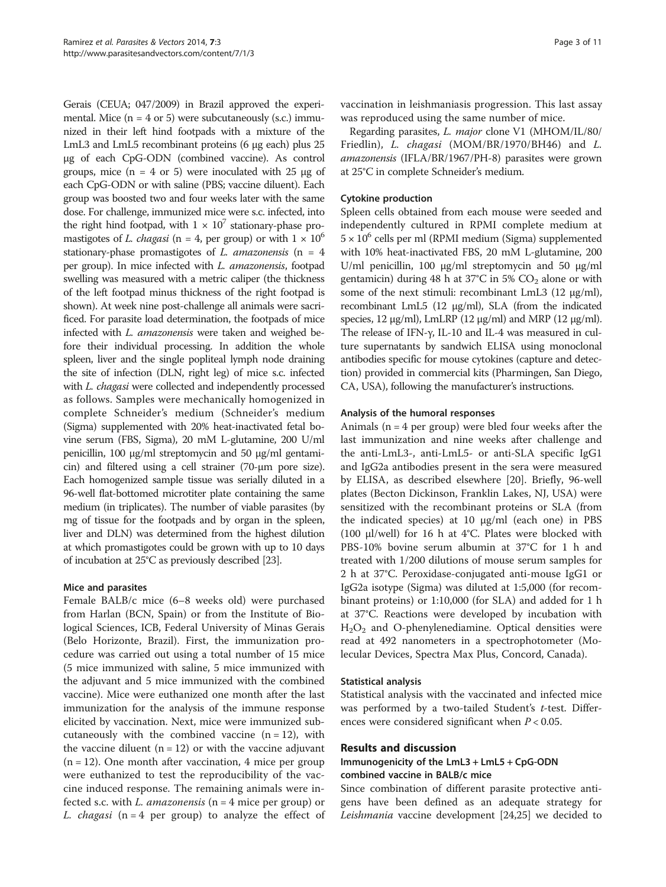Gerais (CEUA; 047/2009) in Brazil approved the experimental. Mice (n = 4 or 5) were subcutaneously (s.c.) immunized in their left hind footpads with a mixture of the LmL3 and LmL5 recombinant proteins (6 μg each) plus 25 μg of each CpG-ODN (combined vaccine). As control groups, mice (n = 4 or 5) were inoculated with 25 μg of each CpG-ODN or with saline (PBS; vaccine diluent). Each group was boosted two and four weeks later with the same dose. For challenge, immunized mice were s.c. infected, into the right hind footpad, with $1 \times 10^7$ stationary-phase promastigotes of *L. chagasi* (n = 4, per group) or with $1 \times 10^6$ stationary-phase promastigotes of *L. amazonensis* (n = 4 per group). In mice infected with *L. amazonensis*, footpad swelling was measured with a metric caliper (the thickness of the left footpad minus thickness of the right footpad is shown). At week nine post-challenge all animals were sacrificed. For parasite load determination, the footpads of mice infected with *L. amazonensis* were taken and weighed before their individual processing. In addition the whole spleen, liver and the single popliteal lymph node draining the site of infection (DLN, right leg) of mice s.c. infected with *L. chagasi* were collected and independently processed as follows. Samples were mechanically homogenized in complete Schneider's medium (Schneider's medium (Sigma) supplemented with 20% heat-inactivated fetal bovine serum (FBS, Sigma), 20 mM L-glutamine, 200 U/ml penicillin, 100 μg/ml streptomycin and 50 μg/ml gentamicin) and filtered using a cell strainer (70-μm pore size). Each homogenized sample tissue was serially diluted in a 96-well flat-bottomed microtiter plate containing the same medium (in triplicates). The number of viable parasites (by mg of tissue for the footpads and by organ in the spleen, liver and DLN) was determined from the highest dilution at which promastigotes could be grown with up to 10 days of incubation at 25°C as previously described [23].

#### Mice and parasites

Female BALB/c mice (6–8 weeks old) were purchased from Harlan (BCN, Spain) or from the Institute of Biological Sciences, ICB, Federal University of Minas Gerais (Belo Horizonte, Brazil). First, the immunization procedure was carried out using a total number of 15 mice (5 mice immunized with saline, 5 mice immunized with the adjuvant and 5 mice immunized with the combined vaccine). Mice were euthanized one month after the last immunization for the analysis of the immune response elicited by vaccination. Next, mice were immunized subcutaneously with the combined vaccine (n = 12), with the vaccine diluent (n = 12) or with the vaccine adjuvant (n = 12). One month after vaccination, 4 mice per group were euthanized to test the reproducibility of the vaccine induced response. The remaining animals were infected s.c. with *L. amazonensis* (n = 4 mice per group) or *L. chagasi* (n = 4 per group) to analyze the effect of vaccination in leishmaniasis progression. This last assay was reproduced using the same number of mice.

Regarding parasites, *L. major* clone V1 (MHOM/IL/80/Friedlin), *L. chagasi* (MOM/BR/1970/BH46) and *L. amazonensis* (IFLA/BR/1967/PH-8) parasites were grown at 25°C in complete Schneider's medium.

#### Cytokine production

Spleen cells obtained from each mouse were seeded and independently cultured in RPMI complete medium at $5 \times 10^6$ cells per ml (RPMI medium (Sigma) supplemented with 10% heat-inactivated FBS, 20 mM L-glutamine, 200 U/ml penicillin, 100 μg/ml streptomycin and 50 μg/ml gentamicin) during 48 h at 37°C in 5% $CO_2$ alone or with some of the next stimuli: recombinant LmL3 (12 μg/ml), recombinant LmL5 (12 μg/ml), SLA (from the indicated species, 12 μg/ml), LmLRP (12 μg/ml) and MRP (12 μg/ml). The release of IFN-γ, IL-10 and IL-4 was measured in culture supernatants by sandwich ELISA using monoclonal antibodies specific for mouse cytokines (capture and detection) provided in commercial kits (Pharmingen, San Diego, CA, USA), following the manufacturer's instructions.

#### Analysis of the humoral responses

Animals (n = 4 per group) were bled four weeks after the last immunization and nine weeks after challenge and the anti-LmL3-, anti-LmL5- or anti-SLA specific IgG1 and IgG2a antibodies present in the sera were measured by ELISA, as described elsewhere [20]. Briefly, 96-well plates (Becton Dickinson, Franklin Lakes, NJ, USA) were sensitized with the recombinant proteins or SLA (from the indicated species) at 10 μg/ml (each one) in PBS (100 μl/well) for 16 h at 4°C. Plates were blocked with PBS-10% bovine serum albumin at 37°C for 1 h and treated with 1/200 dilutions of mouse serum samples for 2 h at 37°C. Peroxidase-conjugated anti-mouse IgG1 or IgG2a isotype (Sigma) was diluted at 1:5,000 (for recombinant proteins) or 1:10,000 (for SLA) and added for 1 h at 37°C. Reactions were developed by incubation with $H_2O_2$ and O-phenylenediamine. Optical densities were read at 492 nanometers in a spectrophotometer (Molecular Devices, Spectra Max Plus, Concord, Canada).

#### Statistical analysis

Statistical analysis with the vaccinated and infected mice was performed by a two-tailed Student's *t*-test. Differences were considered significant when $P < 0.05$.

## Results and discussion

### Immunogenicity of the LmL3 + LmL5 + CpG-ODN combined vaccine in BALB/c mice

Since combination of different parasite protective antigens have been defined as an adequate strategy for *Leishmania* vaccine development [24,25] we decided to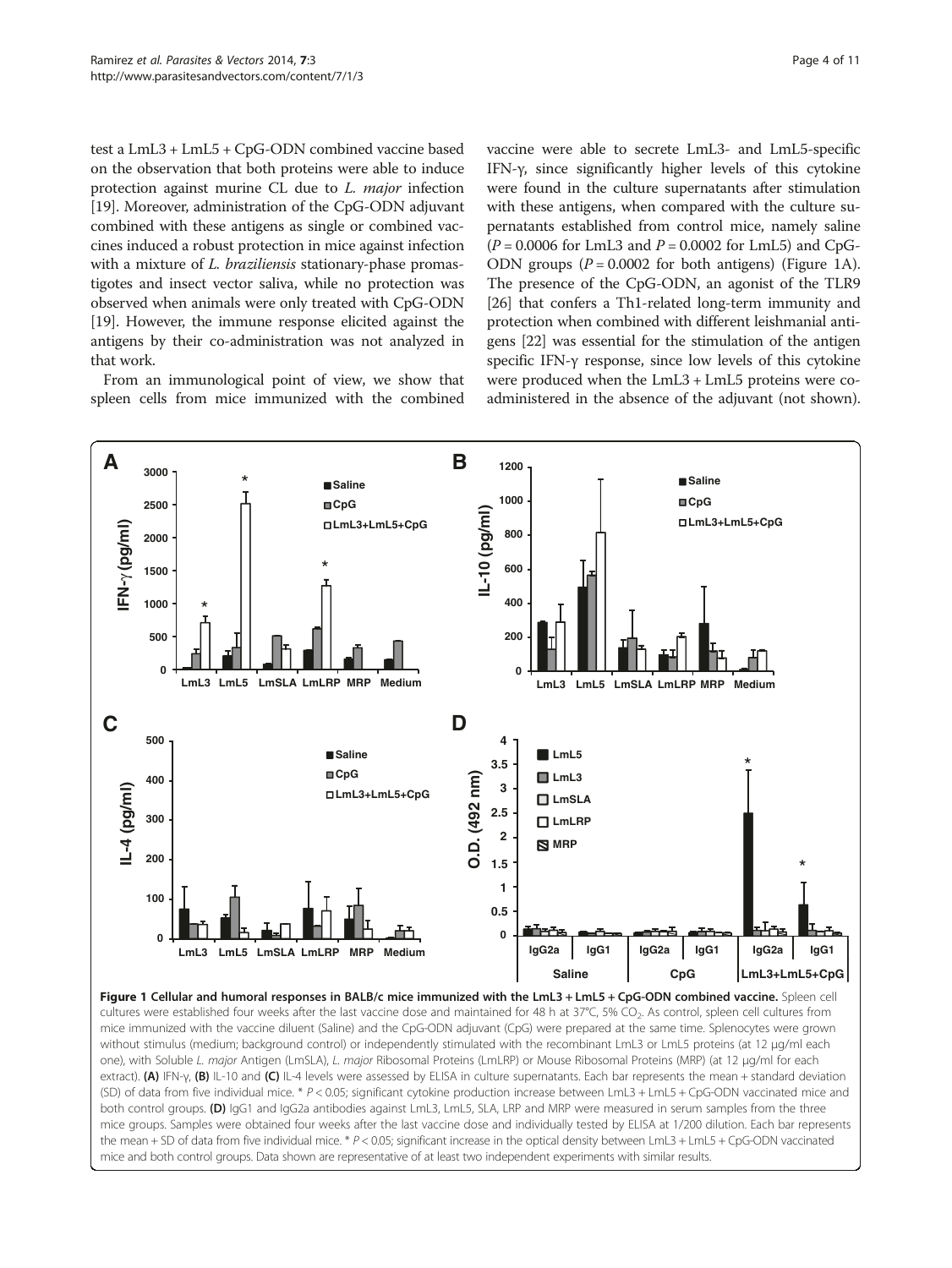test a LmL3 + LmL5 + CpG-ODN combined vaccine based on the observation that both proteins were able to induce protection against murine CL due to *L. major* infection [19]. Moreover, administration of the CpG-ODN adjuvant combined with these antigens as single or combined vaccines induced a robust protection in mice against infection with a mixture of *L. braziliensis* stationary-phase promastigotes and insect vector saliva, while no protection was observed when animals were only treated with CpG-ODN [19]. However, the immune response elicited against the antigens by their co-administration was not analyzed in that work.

From an immunological point of view, we show that spleen cells from mice immunized with the combined vaccine were able to secrete LmL3- and LmL5-specific IFN-γ, since significantly higher levels of this cytokine were found in the culture supernatants after stimulation with these antigens, when compared with the culture supernatants established from control mice, namely saline ($P = 0.0006$ for LmL3 and $P = 0.0002$ for LmL5) and CpG-ODN groups ($P = 0.0002$ for both antigens) (Figure 1A). The presence of the CpG-ODN, an agonist of the TLR9 [26] that confers a Th1-related long-term immunity and protection when combined with different leishmanial antigens [22] was essential for the stimulation of the antigen specific IFN-γ response, since low levels of this cytokine were produced when the LmL3 + LmL5 proteins were co-administered in the absence of the adjuvant (not shown).

**Figure 1 Cellular and humoral responses in BALB/c mice immunized with the LmL3 + LmL5 + CpG-ODN combined vaccine.** Spleen cell cultures were established four weeks after the last vaccine dose and maintained for 48 h at 37°C, 5% $CO_2$. As control, spleen cell cultures from mice immunized with the vaccine diluent (Saline) and the CpG-ODN adjuvant (CpG) were prepared at the same time. Splenocytes were grown without stimulus (medium; background control) or independently stimulated with the recombinant LmL3 or LmL5 proteins (at 12 μg/ml each one), with Soluble *L. major* Antigen (LmSLA), *L. major* Ribosomal Proteins (LmLRP) or Mouse Ribosomal Proteins (MRP) (at 12 μg/ml for each extract). **(A)** IFN-γ, **(B)** IL-10 and **(C)** IL-4 levels were assessed by ELISA in culture supernatants. Each bar represents the mean + standard deviation (SD) of data from five individual mice. * $P < 0.05$; significant cytokine production increase between LmL3 + LmL5 + CpG-ODN vaccinated mice and both control groups. **(D)** IgG1 and IgG2a antibodies against LmL3, LmL5, SLA, LRP and MRP were measured in serum samples from the three mice groups. Samples were obtained four weeks after the last vaccine dose and individually tested by ELISA at 1/200 dilution. Each bar represents the mean + SD of data from five individual mice. * $P < 0.05$; significant increase in the optical density between LmL3 + LmL5 + CpG-ODN vaccinated mice and both control groups. Data shown are representative of at least two independent experiments with similar results.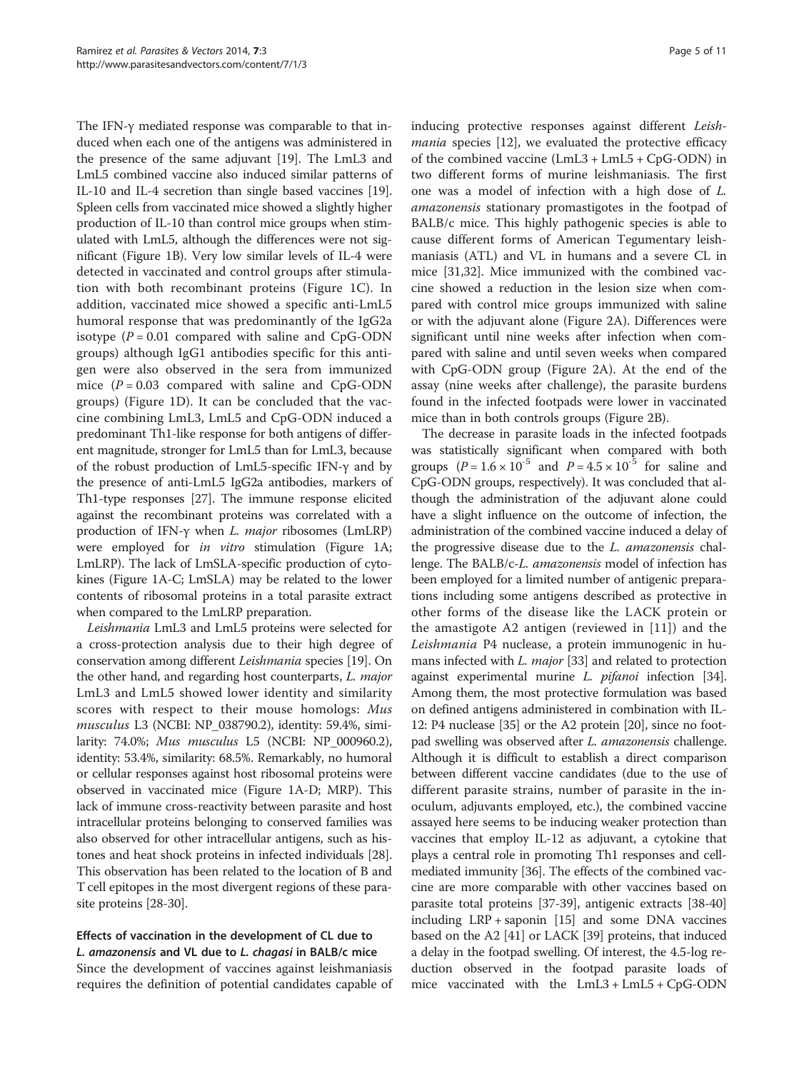The IFN-γ mediated response was comparable to that induced when each one of the antigens was administered in the presence of the same adjuvant [19]. The LmL3 and LmL5 combined vaccine also induced similar patterns of IL-10 and IL-4 secretion than single based vaccines [19]. Spleen cells from vaccinated mice showed a slightly higher production of IL-10 than control mice groups when stimulated with LmL5, although the differences were not significant (Figure 1B). Very low similar levels of IL-4 were detected in vaccinated and control groups after stimulation with both recombinant proteins (Figure 1C). In addition, vaccinated mice showed a specific anti-LmL5 humoral response that was predominantly of the IgG2a isotype ($P = 0.01$ compared with saline and CpG-ODN groups) although IgG1 antibodies specific for this antigen were also observed in the sera from immunized mice ($P = 0.03$ compared with saline and CpG-ODN groups) (Figure 1D). It can be concluded that the vaccine combining LmL3, LmL5 and CpG-ODN induced a predominant Th1-like response for both antigens of different magnitude, stronger for LmL5 than for LmL3, because of the robust production of LmL5-specific IFN-γ and by the presence of anti-LmL5 IgG2a antibodies, markers of Th1-type responses [27]. The immune response elicited against the recombinant proteins was correlated with a production of IFN-γ when *L. major* ribosomes (LmLRP) were employed for *in vitro* stimulation (Figure 1A; LmLRP). The lack of LmSLA-specific production of cytokines (Figure 1A-C; LmSLA) may be related to the lower contents of ribosomal proteins in a total parasite extract when compared to the LmLRP preparation.

*Leishmania* LmL3 and LmL5 proteins were selected for a cross-protection analysis due to their high degree of conservation among different *Leishmania* species [19]. On the other hand, and regarding host counterparts, *L. major* LmL3 and LmL5 showed lower identity and similarity scores with respect to their mouse homologs: *Mus musculus* L3 (NCBI: NP_038790.2), identity: 59.4%, similarity: 74.0%; *Mus musculus* L5 (NCBI: NP_000960.2), identity: 53.4%, similarity: 68.5%. Remarkably, no humoral or cellular responses against host ribosomal proteins were observed in vaccinated mice (Figure 1A-D; MRP). This lack of immune cross-reactivity between parasite and host intracellular proteins belonging to conserved families was also observed for other intracellular antigens, such as histones and heat shock proteins in infected individuals [28]. This observation has been related to the location of B and T cell epitopes in the most divergent regions of these parasite proteins [28-30].

### Effects of vaccination in the development of CL due to *L. amazonensis* and VL due to *L. chagasi* in BALB/c mice

Since the development of vaccines against leishmaniasis requires the definition of potential candidates capable of inducing protective responses against different *Leishmania* species [12], we evaluated the protective efficacy of the combined vaccine (LmL3 + LmL5 + CpG-ODN) in two different forms of murine leishmaniasis. The first one was a model of infection with a high dose of *L. amazonensis* stationary promastigotes in the footpad of BALB/c mice. This highly pathogenic species is able to cause different forms of American Tegumentary leishmaniasis (ATL) and VL in humans and a severe CL in mice [31,32]. Mice immunized with the combined vaccine showed a reduction in the lesion size when compared with control mice groups immunized with saline or with the adjuvant alone (Figure 2A). Differences were significant until nine weeks after infection when compared with saline and until seven weeks when compared with CpG-ODN group (Figure 2A). At the end of the assay (nine weeks after challenge), the parasite burdens found in the infected footpads were lower in vaccinated mice than in both controls groups (Figure 2B).

The decrease in parasite loads in the infected footpads was statistically significant when compared with both groups ($P = 1.6 \times 10^{-5}$ and $P = 4.5 \times 10^{-5}$ for saline and CpG-ODN groups, respectively). It was concluded that although the administration of the adjuvant alone could have a slight influence on the outcome of infection, the administration of the combined vaccine induced a delay of the progressive disease due to the *L. amazonensis* challenge. The BALB/c-*L. amazonensis* model of infection has been employed for a limited number of antigenic preparations including some antigens described as protective in other forms of the disease like the LACK protein or the amastigote A2 antigen (reviewed in [11]) and the *Leishmania* P4 nuclease, a protein immunogenic in humans infected with *L. major* [33] and related to protection against experimental murine *L. pifanoi* infection [34]. Among them, the most protective formulation was based on defined antigens administered in combination with IL-12: P4 nuclease [35] or the A2 protein [20], since no footpad swelling was observed after *L. amazonensis* challenge. Although it is difficult to establish a direct comparison between different vaccine candidates (due to the use of different parasite strains, number of parasite in the inoculum, adjuvants employed, etc.), the combined vaccine assayed here seems to be inducing weaker protection than vaccines that employ IL-12 as adjuvant, a cytokine that plays a central role in promoting Th1 responses and cell-mediated immunity [36]. The effects of the combined vaccine are more comparable with other vaccines based on parasite total proteins [37-39], antigenic extracts [38-40] including LRP + saponin [15] and some DNA vaccines based on the A2 [41] or LACK [39] proteins, that induced a delay in the footpad swelling. Of interest, the 4.5-log reduction observed in the footpad parasite loads of mice vaccinated with the LmL3 + LmL5 + CpG-ODN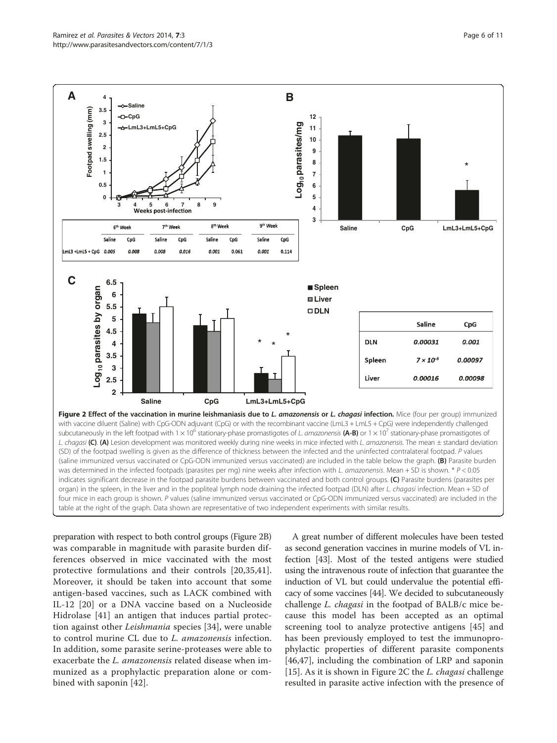| | 6th Week | | 7th Week | | 8th Week | | 9th Week | |
|---|---|---|---|---|---|---|---|---|
| | Saline | CpG | Saline | CpG | Saline | CpG | Saline | CpG |
| LmL3 +LmL5 + CpG | *0.005* | *0.008* | *0.008* | *0.016* | *0.001* | 0.061 | *0.001* | 0.114 |

| | Saline | CpG |
|---|---|---|
| DLN | *0.00031* | *0.001* |
| Spleen | *7 × 10⁻⁶* | *0.00097* |
| Liver | *0.00016* | *0.00098* |

**Figure 2 Effect of the vaccination in murine leishmaniasis due to** ***L. amazonensis*** **or** ***L. chagasi*** **infection.** Mice (four per group) immunized with vaccine diluent (Saline) with CpG-ODN adjuvant (CpG) or with the recombinant vaccine (LmL3 + LmL5 + CpG) were independently challenged subcutaneously in the left footpad with $1 \times 10^6$ stationary-phase promastigotes of *L. amazonensis* **(A-B)** or $1 \times 10^7$ stationary-phase promastigotes of *L. chagasi* **(C)**. **(A)** Lesion development was monitored weekly during nine weeks in mice infected with *L. amazonensis*. The mean ± standard deviation (SD) of the footpad swelling is given as the difference of thickness between the infected and the uninfected contralateral footpad. *P* values (saline immunized versus vaccinated or CpG-ODN immunized versus vaccinated) are included in the table below the graph. **(B)** Parasite burden was determined in the infected footpads (parasites per mg) nine weeks after infection with *L. amazonensis*. Mean + SD is shown. * $P < 0.05$ indicates significant decrease in the footpad parasite burdens between vaccinated and both control groups. **(C)** Parasite burdens (parasites per organ) in the spleen, in the liver and in the popliteal lymph node draining the infected footpad (DLN) after *L. chagasi* infection. Mean + SD of four mice in each group is shown. *P* values (saline immunized versus vaccinated or CpG-ODN immunized versus vaccinated) are included in the table at the right of the graph. Data shown are representative of two independent experiments with similar results.

preparation with respect to both control groups (Figure 2B) was comparable in magnitude with parasite burden differences observed in mice vaccinated with the most protective formulations and their controls [20,35,41]. Moreover, it should be taken into account that some antigen-based vaccines, such as LACK combined with IL-12 [20] or a DNA vaccine based on a Nucleoside Hidrolase [41] an antigen that induces partial protection against other *Leishmania* species [34], were unable to control murine CL due to *L. amazonensis* infection. In addition, some parasite serine-proteases were able to exacerbate the *L. amazonensis* related disease when immunized as a prophylactic preparation alone or combined with saponin [42].

A great number of different molecules have been tested as second generation vaccines in murine models of VL infection [43]. Most of the tested antigens were studied using the intravenous route of infection that guarantee the induction of VL but could undervalue the potential efficacy of some vaccines [44]. We decided to subcutaneously challenge *L. chagasi* in the footpad of BALB/c mice because this model has been accepted as an optimal screening tool to analyze protective antigens [45] and has been previously employed to test the immunoprophylactic properties of different parasite components [46,47], including the combination of LRP and saponin [15]. As it is shown in Figure 2C the *L. chagasi* challenge resulted in parasite active infection with the presence of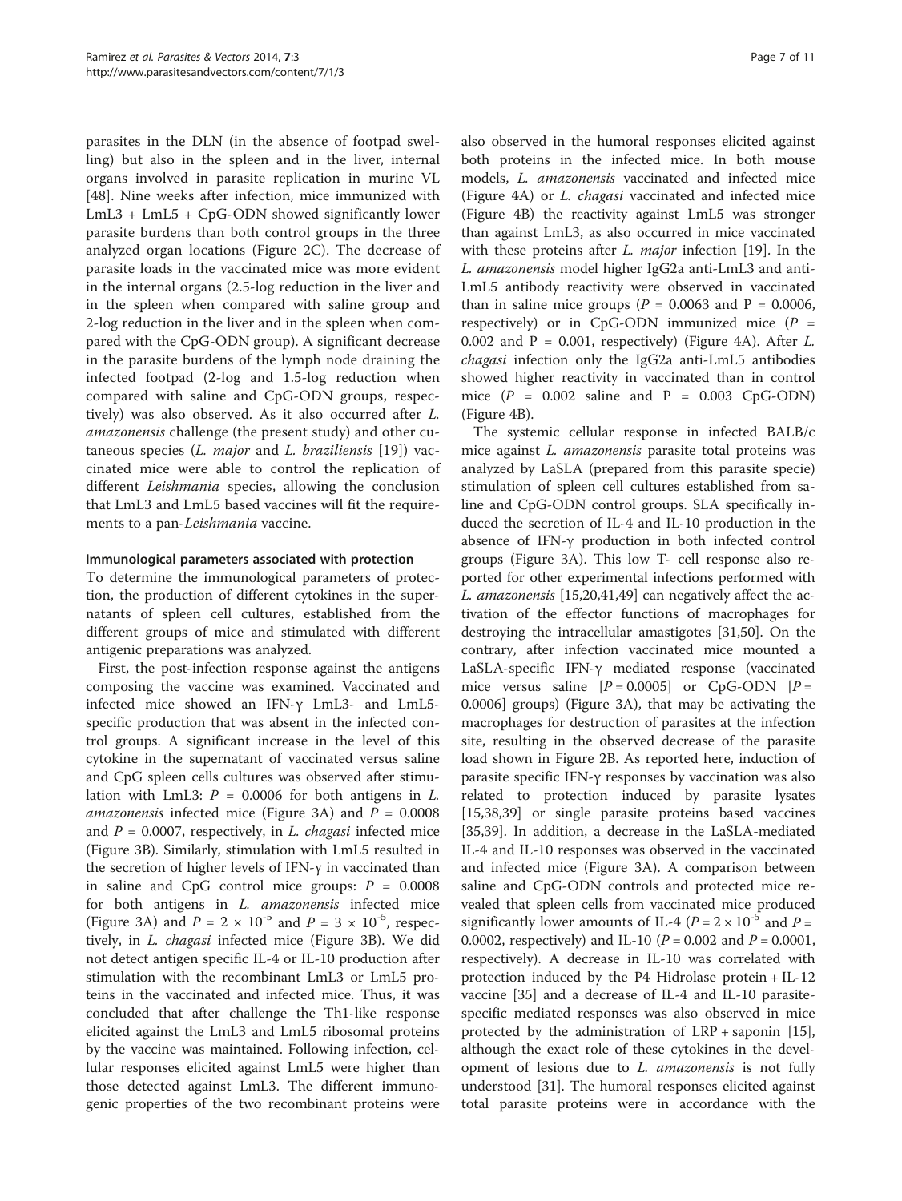parasites in the DLN (in the absence of footpad swelling) but also in the spleen and in the liver, internal organs involved in parasite replication in murine VL [48]. Nine weeks after infection, mice immunized with LmL3 + LmL5 + CpG-ODN showed significantly lower parasite burdens than both control groups in the three analyzed organ locations (Figure 2C). The decrease of parasite loads in the vaccinated mice was more evident in the internal organs (2.5-log reduction in the liver and in the spleen when compared with saline group and 2-log reduction in the liver and in the spleen when compared with the CpG-ODN group). A significant decrease in the parasite burdens of the lymph node draining the infected footpad (2-log and 1.5-log reduction when compared with saline and CpG-ODN groups, respectively) was also observed. As it also occurred after *L. amazonensis* challenge (the present study) and other cutaneous species (*L. major* and *L. braziliensis* [19]) vaccinated mice were able to control the replication of different *Leishmania* species, allowing the conclusion that LmL3 and LmL5 based vaccines will fit the requirements to a pan-*Leishmania* vaccine.

#### Immunological parameters associated with protection

To determine the immunological parameters of protection, the production of different cytokines in the supernatants of spleen cell cultures, established from the different groups of mice and stimulated with different antigenic preparations was analyzed.

First, the post-infection response against the antigens composing the vaccine was examined. Vaccinated and infected mice showed an IFN-γ LmL3- and LmL5-specific production that was absent in the infected control groups. A significant increase in the level of this cytokine in the supernatant of vaccinated versus saline and CpG spleen cells cultures was observed after stimulation with LmL3: $P = 0.0006$ for both antigens in *L. amazonensis* infected mice (Figure 3A) and $P = 0.0008$ and $P = 0.0007$, respectively, in *L. chagasi* infected mice (Figure 3B). Similarly, stimulation with LmL5 resulted in the secretion of higher levels of IFN-γ in vaccinated than in saline and CpG control mice groups: $P = 0.0008$ for both antigens in *L. amazonensis* infected mice (Figure 3A) and $P = 2 \times 10^{-5}$ and $P = 3 \times 10^{-5}$, respectively, in *L. chagasi* infected mice (Figure 3B). We did not detect antigen specific IL-4 or IL-10 production after stimulation with the recombinant LmL3 or LmL5 proteins in the vaccinated and infected mice. Thus, it was concluded that after challenge the Th1-like response elicited against the LmL3 and LmL5 ribosomal proteins by the vaccine was maintained. Following infection, cellular responses elicited against LmL5 were higher than those detected against LmL3. The different immunogenic properties of the two recombinant proteins were also observed in the humoral responses elicited against both proteins in the infected mice. In both mouse models, *L. amazonensis* vaccinated and infected mice (Figure 4A) or *L. chagasi* vaccinated and infected mice (Figure 4B) the reactivity against LmL5 was stronger than against LmL3, as also occurred in mice vaccinated with these proteins after *L. major* infection [19]. In the *L. amazonensis* model higher IgG2a anti-LmL3 and anti-LmL5 antibody reactivity were observed in vaccinated than in saline mice groups ($P = 0.0063$ and $P = 0.0006$, respectively) or in CpG-ODN immunized mice ($P = 0.002$ and $P = 0.001$, respectively) (Figure 4A). After *L. chagasi* infection only the IgG2a anti-LmL5 antibodies showed higher reactivity in vaccinated than in control mice ($P = 0.002$ saline and $P = 0.003$ CpG-ODN) (Figure 4B).

The systemic cellular response in infected BALB/c mice against *L. amazonensis* parasite total proteins was analyzed by LaSLA (prepared from this parasite specie) stimulation of spleen cell cultures established from saline and CpG-ODN control groups. SLA specifically induced the secretion of IL-4 and IL-10 production in the absence of IFN-γ production in both infected control groups (Figure 3A). This low T- cell response also reported for other experimental infections performed with *L. amazonensis* [15,20,41,49] can negatively affect the activation of the effector functions of macrophages for destroying the intracellular amastigotes [31,50]. On the contrary, after infection vaccinated mice mounted a LaSLA-specific IFN-γ mediated response (vaccinated mice versus saline [$P = 0.0005$] or CpG-ODN [$P = 0.0006$] groups) (Figure 3A), that may be activating the macrophages for destruction of parasites at the infection site, resulting in the observed decrease of the parasite load shown in Figure 2B. As reported here, induction of parasite specific IFN-γ responses by vaccination was also related to protection induced by parasite lysates [15,38,39] or single parasite proteins based vaccines [35,39]. In addition, a decrease in the LaSLA-mediated IL-4 and IL-10 responses was observed in the vaccinated and infected mice (Figure 3A). A comparison between saline and CpG-ODN controls and protected mice revealed that spleen cells from vaccinated mice produced significantly lower amounts of IL-4 ($P = 2 \times 10^{-5}$ and $P = 0.0002$, respectively) and IL-10 ($P = 0.002$ and $P = 0.0001$, respectively). A decrease in IL-10 was correlated with protection induced by the P4 Hidrolase protein + IL-12 vaccine [35] and a decrease of IL-4 and IL-10 parasite-specific mediated responses was also observed in mice protected by the administration of LRP + saponin [15], although the exact role of these cytokines in the development of lesions due to *L. amazonensis* is not fully understood [31]. The humoral responses elicited against total parasite proteins were in accordance with the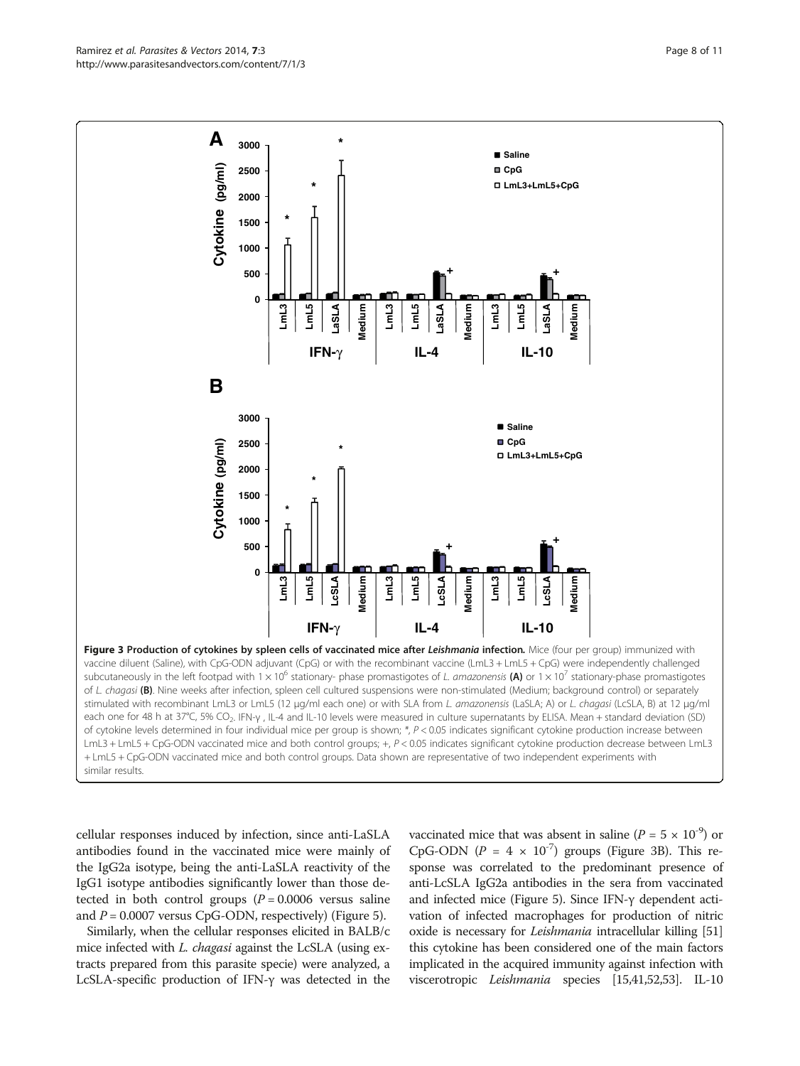**Figure 3 Production of cytokines by spleen cells of vaccinated mice after *Leishmania* infection.** Mice (four per group) immunized with vaccine diluent (Saline), with CpG-ODN adjuvant (CpG) or with the recombinant vaccine (LmL3 + LmL5 + CpG) were independently challenged subcutaneously in the left footpad with $1 \times 10^6$ stationary- phase promastigotes of *L. amazonensis* **(A)** or $1 \times 10^7$ stationary-phase promastigotes of *L. chagasi* **(B)**. Nine weeks after infection, spleen cell cultured suspensions were non-stimulated (Medium; background control) or separately stimulated with recombinant LmL3 or LmL5 (12 μg/ml each one) or with SLA from *L. amazonensis* (LaSLA; A) or *L. chagasi* (LcSLA, B) at 12 μg/ml each one for 48 h at 37°C, 5% $CO_2$. IFN-γ , IL-4 and IL-10 levels were measured in culture supernatants by ELISA. Mean + standard deviation (SD) of cytokine levels determined in four individual mice per group is shown; *, $P < 0.05$ indicates significant cytokine production increase between LmL3 + LmL5 + CpG-ODN vaccinated mice and both control groups; +, $P < 0.05$ indicates significant cytokine production decrease between LmL3 + LmL5 + CpG-ODN vaccinated mice and both control groups. Data shown are representative of two independent experiments with similar results.

cellular responses induced by infection, since anti-LaSLA antibodies found in the vaccinated mice were mainly of the IgG2a isotype, being the anti-LaSLA reactivity of the IgG1 isotype antibodies significantly lower than those detected in both control groups ($P = 0.0006$ versus saline and $P = 0.0007$ versus CpG-ODN, respectively) (Figure 5).

Similarly, when the cellular responses elicited in BALB/c mice infected with *L. chagasi* against the LcSLA (using extracts prepared from this parasite specie) were analyzed, a LcSLA-specific production of IFN-γ was detected in the vaccinated mice that was absent in saline ($P = 5 \times 10^{-9}$) or CpG-ODN ($P = 4 \times 10^{-7}$) groups (Figure 3B). This response was correlated to the predominant presence of anti-LcSLA IgG2a antibodies in the sera from vaccinated and infected mice (Figure 5). Since IFN-γ dependent activation of infected macrophages for production of nitric oxide is necessary for *Leishmania* intracellular killing [51] this cytokine has been considered one of the main factors implicated in the acquired immunity against infection with viscerotropic *Leishmania* species [15,41,52,53]. IL-10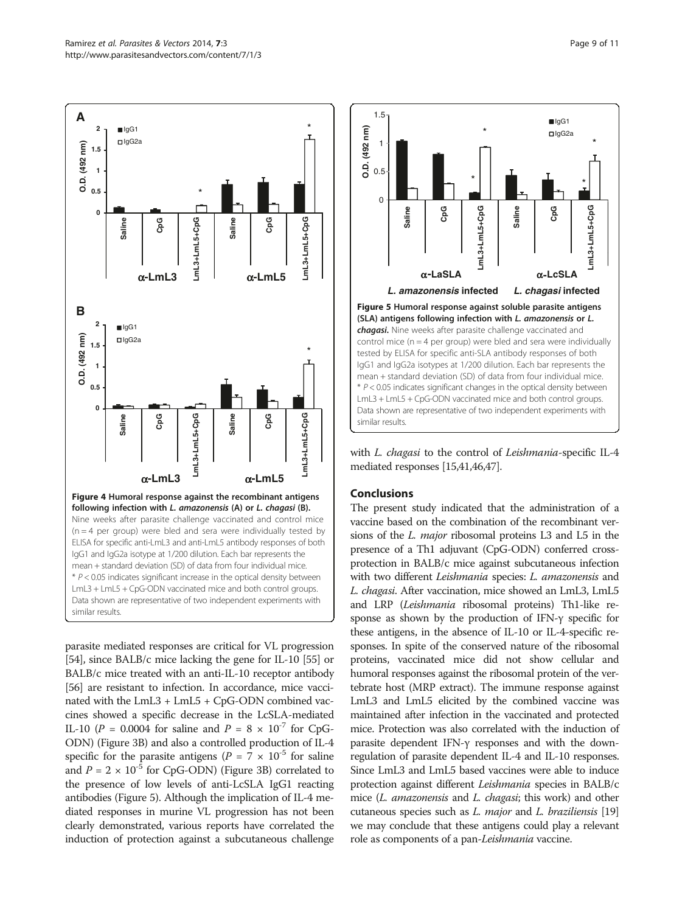**Figure 4 Humoral response against the recombinant antigens following infection with *L. amazonensis* (A) or *L. chagasi* (B).** Nine weeks after parasite challenge vaccinated and control mice (n = 4 per group) were bled and sera were individually tested by ELISA for specific anti-LmL3 and anti-LmL5 antibody responses of both IgG1 and IgG2a isotype at 1/200 dilution. Each bar represents the mean + standard deviation (SD) of data from four individual mice. * $P < 0.05$ indicates significant increase in the optical density between LmL3 + LmL5 + CpG-ODN vaccinated mice and both control groups. Data shown are representative of two independent experiments with similar results.

**Figure 5 Humoral response against soluble parasite antigens (SLA) antigens following infection with *L. amazonensis* or *L. chagasi*.** Nine weeks after parasite challenge vaccinated and control mice (n = 4 per group) were bled and sera were individually tested by ELISA for specific anti-SLA antibody responses of both IgG1 and IgG2a isotypes at 1/200 dilution. Each bar represents the mean + standard deviation (SD) of data from four individual mice. * $P < 0.05$ indicates significant changes in the optical density between LmL3 + LmL5 + CpG-ODN vaccinated mice and both control groups. Data shown are representative of two independent experiments with similar results.

parasite mediated responses are critical for VL progression [54], since BALB/c mice lacking the gene for IL-10 [55] or BALB/c mice treated with an anti-IL-10 receptor antibody [56] are resistant to infection. In accordance, mice vaccinated with the LmL3 + LmL5 + CpG-ODN combined vaccines showed a specific decrease in the LcSLA-mediated IL-10 ($P = 0.0004$ for saline and $P = 8 \times 10^{-7}$ for CpG-ODN) (Figure 3B) and also a controlled production of IL-4 specific for the parasite antigens ($P = 7 \times 10^{-5}$ for saline and $P = 2 \times 10^{-5}$ for CpG-ODN) (Figure 3B) correlated to the presence of low levels of anti-LcSLA IgG1 reacting antibodies (Figure 5). Although the implication of IL-4 mediated responses in murine VL progression has not been clearly demonstrated, various reports have correlated the induction of protection against a subcutaneous challenge with *L. chagasi* to the control of *Leishmania*-specific IL-4 mediated responses [15,41,46,47].

## Conclusions

The present study indicated that the administration of a vaccine based on the combination of the recombinant versions of the *L. major* ribosomal proteins L3 and L5 in the presence of a Th1 adjuvant (CpG-ODN) conferred cross-protection in BALB/c mice against subcutaneous infection with two different *Leishmania* species: *L. amazonensis* and *L. chagasi*. After vaccination, mice showed an LmL3, LmL5 and LRP (*Leishmania* ribosomal proteins) Th1-like response as shown by the production of IFN-γ specific for these antigens, in the absence of IL-10 or IL-4-specific responses. In spite of the conserved nature of the ribosomal proteins, vaccinated mice did not show cellular and humoral responses against the ribosomal protein of the vertebrate host (MRP extract). The immune response against LmL3 and LmL5 elicited by the combined vaccine was maintained after infection in the vaccinated and protected mice. Protection was also correlated with the induction of parasite dependent IFN-γ responses and with the down-regulation of parasite dependent IL-4 and IL-10 responses. Since LmL3 and LmL5 based vaccines were able to induce protection against different *Leishmania* species in BALB/c mice (*L. amazonensis* and *L. chagasi*; this work) and other cutaneous species such as *L. major* and *L. braziliensis* [19] we may conclude that these antigens could play a relevant role as components of a pan-*Leishmania* vaccine.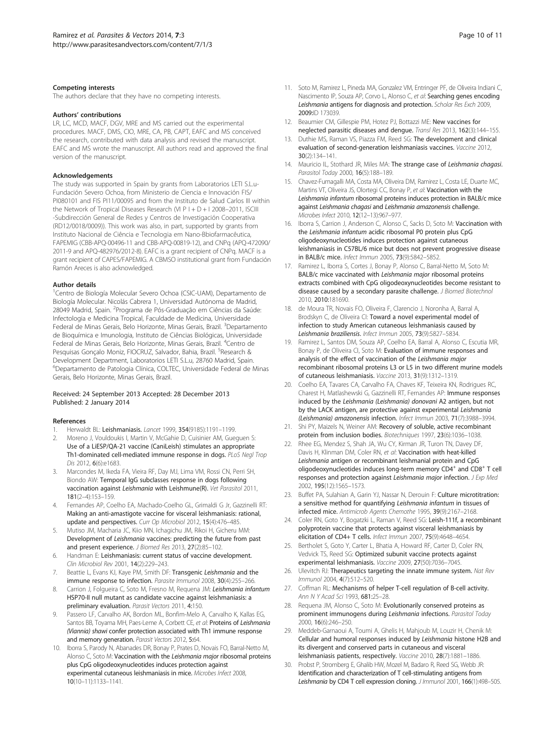#### Competing interests

The authors declare that they have no competing interests.

#### Authors' contributions

LR, LC, MCD, MACF, DGV, MRE and MS carried out the experimental procedures. MACF, DMS, CIO, MRE, CA, PB, CAPT, EAFC and MS conceived the research, contributed with data analysis and revised the manuscript. EAFC and MS wrote the manuscript. All authors read and approved the final version of the manuscript.

#### Acknowledgements

The study was supported in Spain by grants from Laboratorios LETI S.L.u-Fundación Severo Ochoa, from Ministerio de Ciencia e Innovación FIS/PI080101 and FIS PI11/00095 and from the Instituto de Salud Carlos III within the Network of Tropical Diseases Research (VI P I + D + I 2008–2011, ISCIII -Subdirección General de Redes y Centros de Investigación Cooperativa (RD12/0018/0009)). This work was also, in part, supported by grants from Instituto Nacional de Ciência e Tecnologia em Nano-Bbiofarmacêutica, FAPEMIG (CBB-APQ-00496-11 and CBB-APQ-00819-12), and CNPq (APQ-472090/2011-9 and APQ-482976/2012-8). EAFC is a grant recipient of CNPq. MACF is a grant recipient of CAPES/FAPEMIG. A CBMSO institutional grant from Fundación Ramón Areces is also acknowledged.

#### Author details

[1]Centro de Biología Molecular Severo Ochoa (CSIC-UAM), Departamento de Biología Molecular. Nicolás Cabrera 1, Universidad Autónoma de Madrid, 28049 Madrid, Spain. [2]Programa de Pós-Graduação em Ciências da Saúde: Infectologia e Medicina Tropical, Faculdade de Medicina, Universidade Federal de Minas Gerais, Belo Horizonte, Minas Gerais, Brazil. [3]Departamento de Bioquímica e Imunologia, Instituto de Ciências Biológicas, Universidade Federal de Minas Gerais, Belo Horizonte, Minas Gerais, Brazil. [4]Centro de Pesquisas Gonçalo Moniz, FIOCRUZ, Salvador, Bahia, Brazil. [5]Research & Development Department, Laboratorios LETI S.L.u, 28760 Madrid, Spain. [6]Departamento de Patologia Clínica, COLTEC, Universidade Federal de Minas Gerais, Belo Horizonte, Minas Gerais, Brazil.

Received: 24 September 2013 Accepted: 28 December 2013
Published: 2 January 2014

#### References

1. Herwaldt BL: **Leishmaniasis.** *Lancet* 1999, **354**(9185):1191–1199.
2. Moreno J, Vouldoukis I, Martin V, McGahie D, Cuisinier AM, Gueguen S: **Use of a LiESP/QA-21 vaccine (CaniLeish) stimulates an appropriate Th1-dominated cell-mediated immune response in dogs.** *PLoS Negl Trop Dis* 2012, **6**(6):e1683.
3. Marcondes M, Ikeda FA, Vieira RF, Day MJ, Lima VM, Rossi CN, Perri SH, Biondo AW: **Temporal IgG subclasses response in dogs following vaccination against** ***Leishmania*** **with Leishmune(R).** *Vet Parasitol* 2011, **181**(2–4):153–159.
4. Fernandes AP, Coelho EA, Machado-Coelho GL, Grimaldi G Jr, Gazzinelli RT: **Making an anti-amastigote vaccine for visceral leishmaniasis: rational, update and perspectives.** *Curr Op Microbiol* 2012, **15**(4):476–485.
5. Mutiso JM, Macharia JC, Kiio MN, Ichagichu JM, Rikoi H, Gicheru MM: **Development of** ***Leishmania*** **vaccines: predicting the future from past and present experience.** *J Biomed Res* 2013, **27**(2):85–102.
6. Handman E: **Leishmaniasis: current status of vaccine development.** *Clin Microbiol Rev* 2001, **14**(2):229–243.
7. Beattie L, Evans KJ, Kaye PM, Smith DF: **Transgenic** ***Leishmania*** **and the immune response to infection.** *Parasite Immunol* 2008, **30**(4):255–266.
8. Carrion J, Folgueira C, Soto M, Fresno M, Requena JM: ***Leishmania infantum*** **HSP70-II null mutant as candidate vaccine against leishmaniasis: a preliminary evaluation.** *Parasit Vectors* 2011, **4**:150.
9. Passero LF, Carvalho AK, Bordon ML, Bonfim-Melo A, Carvalho K, Kallas EG, Santos BB, Toyama MH, Paes-Leme A, Corbett CE, *et al*: **Proteins of** ***Leishmania (Viannia) shawi*** **confer protection associated with Th1 immune response and memory generation.** *Parasit Vectors* 2012, **5**:64.
10. Iborra S, Parody N, Abanades DR, Bonay P, Prates D, Novais FO, Barral-Netto M, Alonso C, Soto M: **Vaccination with the** ***Leishmania major*** **ribosomal proteins plus CpG oligodeoxynucleotides induces protection against experimental cutaneous leishmaniasis in mice.** *Microbes Infect* 2008, **10**(10–11):1133–1141.
11. Soto M, Ramirez L, Pineda MA, Gonzalez VM, Entringer PF, de Oliveira Indiani C, Nascimento IP, Souza AP, Corvo L, Alonso C, *et al*: **Searching genes encoding** ***Leishmania*** **antigens for diagnosis and protection.** *Scholar Res Exch* 2009, **2009**:ID 173039.
12. Beaumier CM, Gillespie PM, Hotez PJ, Bottazzi ME: **New vaccines for neglected parasitic diseases and dengue.** *Transl Res* 2013, **162**(3):144–155.
13. Duthie MS, Raman VS, Piazza FM, Reed SG: **The development and clinical evaluation of second-generation leishmaniasis vaccines.** *Vaccine* 2012, **30**(2):134–141.
14. Mauricio IL, Stothard JR, Miles MA: **The strange case of** ***Leishmania chagasi*****.** *Parasitol Today* 2000, **16**(5):188–189.
15. Chavez-Fumagalli MA, Costa MA, Oliveira DM, Ramirez L, Costa LE, Duarte MC, Martins VT, Oliveira JS, Olortegi CC, Bonay P, *et al*: **Vaccination with the** ***Leishmania infantum*** **ribosomal proteins induces protection in BALB/c mice against** ***Leishmania chagasi*** **and** ***Leishmania amazonensis*** **challenge.** *Microbes Infect* 2010, **12**(12–13):967–977.
16. Iborra S, Carrion J, Anderson C, Alonso C, Sacks D, Soto M: **Vaccination with the** ***Leishmania infantum*** **acidic ribosomal P0 protein plus CpG oligodeoxynucleotides induces protection against cutaneous leishmaniasis in C57BL/6 mice but does not prevent progressive disease in BALB/c mice.** *Infect Immun* 2005, **73**(9):5842–5852.
17. Ramirez L, Iborra S, Cortes J, Bonay P, Alonso C, Barral-Netto M, Soto M: **BALB/c mice vaccinated with** ***Leishmania major*** **ribosomal proteins extracts combined with CpG oligodeoxynucleotides become resistant to disease caused by a secondary parasite challenge.** *J Biomed Biotechnol* 2010, **2010**:181690.
18. de Moura TR, Novais FO, Oliveira F, Clarencio J, Noronha A, Barral A, Brodskyn C, de Oliveira CI: **Toward a novel experimental model of infection to study American cutaneous leishmaniasis caused by** ***Leishmania braziliensis*****.** *Infect Immun* 2005, **73**(9):5827–5834.
19. Ramirez L, Santos DM, Souza AP, Coelho EA, Barral A, Alonso C, Escutia MR, Bonay P, de Oliveira CI, Soto M: **Evaluation of immune responses and analysis of the effect of vaccination of the** ***Leishmania major*** **recombinant ribosomal proteins L3 or L5 in two different murine models of cutaneous leishmaniasis.** *Vaccine* 2013, **31**(9):1312–1319.
20. Coelho EA, Tavares CA, Carvalho FA, Chaves KF, Teixeira KN, Rodrigues RC, Charest H, Matlashewski G, Gazzinelli RT, Fernandes AP: **Immune responses induced by the** ***Leishmania (Leishmania) donovani*** **A2 antigen, but not by the LACK antigen, are protective against experimental** ***Leishmania (Leishmania) amazonensis*** **infection.** *Infect Immun* 2003, **71**(7):3988–3994.
21. Shi PY, Maizels N, Weiner AM: **Recovery of soluble, active recombinant protein from inclusion bodies.** *Biotechniques* 1997, **23**(6):1036–1038.
22. Rhee EG, Mendez S, Shah JA, Wu CY, Kirman JR, Turon TN, Davey DF, Davis H, Klinman DM, Coler RN, *et al*: **Vaccination with heat-killed** ***Leishmania*** **antigen or recombinant leishmanial protein and CpG oligodeoxynucleotides induces long-term memory CD4+ and CD8+ T cell responses and protection against** ***Leishmania major*** **infection.** *J Exp Med* 2002, **195**(12):1565–1573.
23. Buffet PA, Sulahian A, Garin YJ, Nassar N, Derouin F: **Culture microtitration: a sensitive method for quantifying** ***Leishmania infantum*** **in tissues of infected mice.** *Antimicrob Agents Chemothe* 1995, **39**(9):2167–2168.
24. Coler RN, Goto Y, Bogatzki L, Raman V, Reed SG: **Leish-111f, a recombinant polyprotein vaccine that protects against visceral leishmaniasis by elicitation of CD4+ T cells.** *Infect Immun* 2007, **75**(9):4648–4654.
25. Bertholet S, Goto Y, Carter L, Bhatia A, Howard RF, Carter D, Coler RN, Vedvick TS, Reed SG: **Optimized subunit vaccine protects against experimental leishmaniasis.** *Vaccine* 2009, **27**(50):7036–7045.
26. Ulevitch RJ: **Therapeutics targeting the innate immune system.** *Nat Rev Immunol* 2004, **4**(7):512–520.
27. Coffman RL: **Mechanisms of helper T-cell regulation of B-cell activity.** *Ann N Y Acad Sci* 1993, **681**:25–28.
28. Requena JM, Alonso C, Soto M: **Evolutionarily conserved proteins as prominent immunogens during** ***Leishmania*** **infections.** *Parasitol Today* 2000, **16**(6):246–250.
29. Meddeb-Garnaoui A, Toumi A, Ghelis H, Mahjoub M, Louzir H, Chenik M: **Cellular and humoral responses induced by** ***Leishmania*** **histone H2B and its divergent and conserved parts in cutaneous and visceral leishmaniasis patients, respectively.** *Vaccine* 2010, **28**(7):1881–1886.
30. Probst P, Stromberg E, Ghalib HW, Mozel M, Badaro R, Reed SG, Webb JR: **Identification and characterization of T cell-stimulating antigens from** ***Leishmania*** **by CD4 T cell expression cloning.** *J Immunol* 2001, **166**(1):498–505.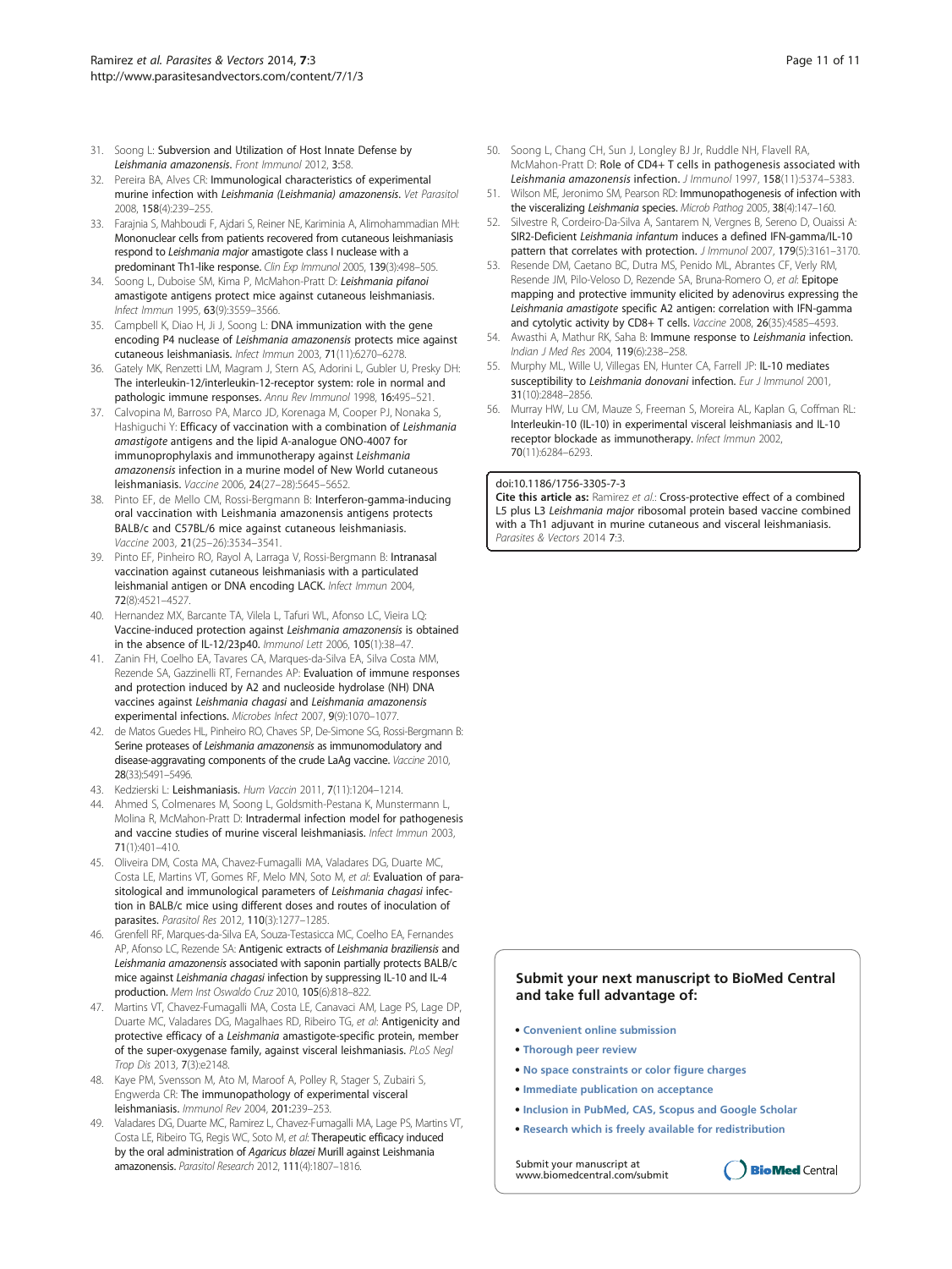31. Soong L: **Subversion and Utilization of Host Innate Defense by *Leishmania amazonensis*.** *Front Immunol* 2012, **3:**58.
32. Pereira BA, Alves CR: **Immunological characteristics of experimental murine infection with *Leishmania (Leishmania) amazonensis*.** *Vet Parasitol* 2008, **158**(4):239–255.
33. Farajnia S, Mahboudi F, Ajdari S, Reiner NE, Kariminia A, Alimohammadian MH: **Mononuclear cells from patients recovered from cutaneous leishmaniasis respond to *Leishmania major* amastigote class I nuclease with a predominant Th1-like response.** *Clin Exp Immunol* 2005, **139**(3):498–505.
34. Soong L, Duboise SM, Kima P, McMahon-Pratt D: ***Leishmania pifanoi* amastigote antigens protect mice against cutaneous leishmaniasis.** *Infect Immun* 1995, **63**(9):3559–3566.
35. Campbell K, Diao H, Ji J, Soong L: **DNA immunization with the gene encoding P4 nuclease of *Leishmania amazonensis* protects mice against cutaneous leishmaniasis.** *Infect Immun* 2003, **71**(11):6270–6278.
36. Gately MK, Renzetti LM, Magram J, Stern AS, Adorini L, Gubler U, Presky DH: **The interleukin-12/interleukin-12-receptor system: role in normal and pathologic immune responses.** *Annu Rev Immunol* 1998, **16:**495–521.
37. Calvopina M, Barroso PA, Marco JD, Korenaga M, Cooper PJ, Nonaka S, Hashiguchi Y: **Efficacy of vaccination with a combination of *Leishmania amastigote* antigens and the lipid A-analogue ONO-4007 for immunoprophylaxis and immunotherapy against *Leishmania amazonensis* infection in a murine model of New World cutaneous leishmaniasis.** *Vaccine* 2006, **24**(27–28):5645–5652.
38. Pinto EF, de Mello CM, Rossi-Bergmann B: **Interferon-gamma-inducing oral vaccination with Leishmania amazonensis antigens protects BALB/c and C57BL/6 mice against cutaneous leishmaniasis.** *Vaccine* 2003, **21**(25–26):3534–3541.
39. Pinto EF, Pinheiro RO, Rayol A, Larraga V, Rossi-Bergmann B: **Intranasal vaccination against cutaneous leishmaniasis with a particulated leishmanial antigen or DNA encoding LACK.** *Infect Immun* 2004, **72**(8):4521–4527.
40. Hernandez MX, Barcante TA, Vilela L, Tafuri WL, Afonso LC, Vieira LQ: **Vaccine-induced protection against *Leishmania amazonensis* is obtained in the absence of IL-12/23p40.** *Immunol Lett* 2006, **105**(1):38–47.
41. Zanin FH, Coelho EA, Tavares CA, Marques-da-Silva EA, Silva Costa MM, Rezende SA, Gazzinelli RT, Fernandes AP: **Evaluation of immune responses and protection induced by A2 and nucleoside hydrolase (NH) DNA vaccines against *Leishmania chagasi* and *Leishmania amazonensis* experimental infections.** *Microbes Infect* 2007, **9**(9):1070–1077.
42. de Matos Guedes HL, Pinheiro RO, Chaves SP, De-Simone SG, Rossi-Bergmann B: **Serine proteases of *Leishmania amazonensis* as immunomodulatory and disease-aggravating components of the crude LaAg vaccine.** *Vaccine* 2010, **28**(33):5491–5496.
43. Kedzierski L: **Leishmaniasis.** *Hum Vaccin* 2011, **7**(11):1204–1214.
44. Ahmed S, Colmenares M, Soong L, Goldsmith-Pestana K, Munstermann L, Molina R, McMahon-Pratt D: **Intradermal infection model for pathogenesis and vaccine studies of murine visceral leishmaniasis.** *Infect Immun* 2003, **71**(1):401–410.
45. Oliveira DM, Costa MA, Chavez-Fumagalli MA, Valadares DG, Duarte MC, Costa LE, Martins VT, Gomes RF, Melo MN, Soto M, *et al*: **Evaluation of parasitological and immunological parameters of *Leishmania chagasi* infection in BALB/c mice using different doses and routes of inoculation of parasites.** *Parasitol Res* 2012, **110**(3):1277–1285.
46. Grenfell RF, Marques-da-Silva EA, Souza-Testasicca MC, Coelho EA, Fernandes AP, Afonso LC, Rezende SA: **Antigenic extracts of *Leishmania braziliensis* and *Leishmania amazonensis* associated with saponin partially protects BALB/c mice against *Leishmania chagasi* infection by suppressing IL-10 and IL-4 production.** *Mem Inst Oswaldo Cruz* 2010, **105**(6):818–822.
47. Martins VT, Chavez-Fumagalli MA, Costa LE, Canavaci AM, Lage PS, Lage DP, Duarte MC, Valadares DG, Magalhaes RD, Ribeiro TG, *et al*: **Antigenicity and protective efficacy of a *Leishmania* amastigote-specific protein, member of the super-oxygenase family, against visceral leishmaniasis.** *PLoS Negl Trop Dis* 2013, **7**(3):e2148.
48. Kaye PM, Svensson M, Ato M, Maroof A, Polley R, Stager S, Zubairi S, Engwerda CR: **The immunopathology of experimental visceral leishmaniasis.** *Immunol Rev* 2004, **201:**239–253.
49. Valadares DG, Duarte MC, Ramirez L, Chavez-Fumagalli MA, Lage PS, Martins VT, Costa LE, Ribeiro TG, Regis WC, Soto M, *et al*: **Therapeutic efficacy induced by the oral administration of *Agaricus blazei* Murill against Leishmania amazonensis.** *Parasitol Research* 2012, **111**(4):1807–1816.
50. Soong L, Chang CH, Sun J, Longley BJ Jr, Ruddle NH, Flavell RA, McMahon-Pratt D: **Role of CD4+ T cells in pathogenesis associated with *Leishmania amazonensis* infection.** *J Immunol* 1997, **158**(11):5374–5383.
51. Wilson ME, Jeronimo SM, Pearson RD: **Immunopathogenesis of infection with the visceralizing *Leishmania* species.** *Microb Pathog* 2005, **38**(4):147–160.
52. Silvestre R, Cordeiro-Da-Silva A, Santarem N, Vergnes B, Sereno D, Ouaissi A: **SIR2-Deficient *Leishmania infantum* induces a defined IFN-gamma/IL-10 pattern that correlates with protection.** *J Immunol* 2007, **179**(5):3161–3170.
53. Resende DM, Caetano BC, Dutra MS, Penido ML, Abrantes CF, Verly RM, Resende JM, Pilo-Veloso D, Rezende SA, Bruna-Romero O, *et al*: **Epitope mapping and protective immunity elicited by adenovirus expressing the *Leishmania amastigote* specific A2 antigen: correlation with IFN-gamma and cytolytic activity by CD8+ T cells.** *Vaccine* 2008, **26**(35):4585–4593.
54. Awasthi A, Mathur RK, Saha B: **Immune response to *Leishmania* infection.** *Indian J Med Res* 2004, **119**(6):238–258.
55. Murphy ML, Wille U, Villegas EN, Hunter CA, Farrell JP: **IL-10 mediates susceptibility to *Leishmania donovani* infection.** *Eur J Immunol* 2001, **31**(10):2848–2856.
56. Murray HW, Lu CM, Mauze S, Freeman S, Moreira AL, Kaplan G, Coffman RL: **Interleukin-10 (IL-10) in experimental visceral leishmaniasis and IL-10 receptor blockade as immunotherapy.** *Infect Immun* 2002, **70**(11):6284–6293.

doi:10.1186/1756-3305-7-3

**Cite this article as:** Ramirez *et al.*: Cross-protective effect of a combined L5 plus L3 *Leishmania major* ribosomal protein based vaccine combined with a Th1 adjuvant in murine cutaneous and visceral leishmaniasis. *Parasites & Vectors* 2014 **7**:3.

**Submit your next manuscript to BioMed Central and take full advantage of:**

- **Convenient online submission**
- **Thorough peer review**
- **No space constraints or color figure charges**
- **Immediate publication on acceptance**
- **Inclusion in PubMed, CAS, Scopus and Google Scholar**
- **Research which is freely available for redistribution**

Submit your manuscript at www.biomedcentral.com/submit

BioMed Central